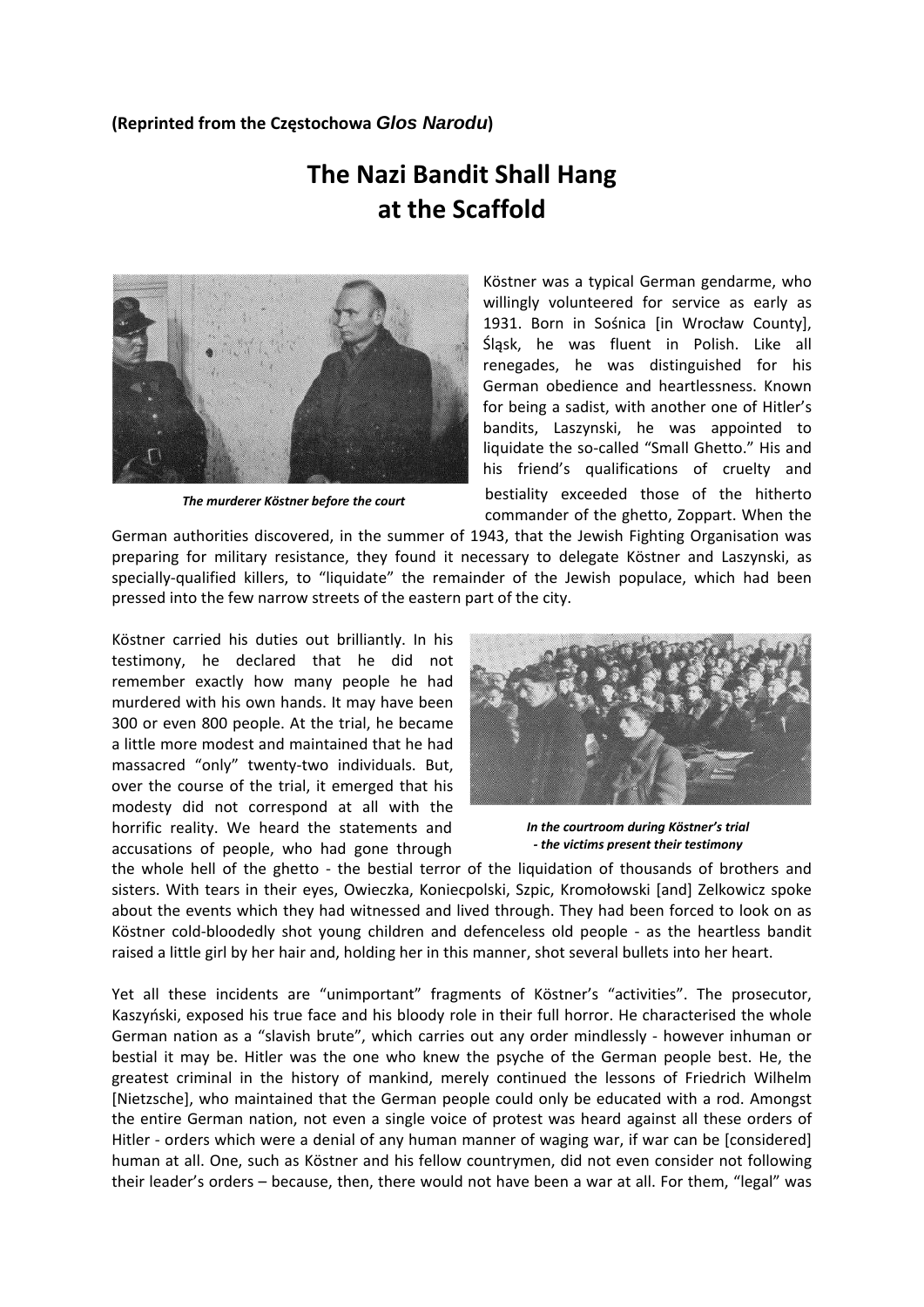**(Reprinted from the Częstochowa *Glos Narodu*)**

# The Nazi Bandit Shall Hang at the Scaffold

*The murderer Köstner before the court*

Köstner was a typical German gendarme, who willingly volunteered for service as early as 1931. Born in Sośnica [in Wrocław County], Śląsk, he was fluent in Polish. Like all renegades, he was distinguished for his German obedience and heartlessness. Known for being a sadist, with another one of Hitler's bandits, Laszynski, he was appointed to liquidate the so-called "Small Ghetto." His and his friend's qualifications of cruelty and bestiality exceeded those of the hitherto commander of the ghetto, Zoppart. When the German authorities discovered, in the summer of 1943, that the Jewish Fighting Organisation was preparing for military resistance, they found it necessary to delegate Köstner and Laszynski, as specially-qualified killers, to "liquidate" the remainder of the Jewish populace, which had been pressed into the few narrow streets of the eastern part of the city.

*In the courtroom during Köstner's trial - the victims present their testimony*

Köstner carried his duties out brilliantly. In his testimony, he declared that he did not remember exactly how many people he had murdered with his own hands. It may have been 300 or even 800 people. At the trial, he became a little more modest and maintained that he had massacred "only" twenty-two individuals. But, over the course of the trial, it emerged that his modesty did not correspond at all with the horrific reality. We heard the statements and accusations of people, who had gone through the whole hell of the ghetto - the bestial terror of the liquidation of thousands of brothers and sisters. With tears in their eyes, Owieczka, Koniecpolski, Szpic, Kromołowski [and] Zelkowicz spoke about the events which they had witnessed and lived through. They had been forced to look on as Köstner cold-bloodedly shot young children and defenceless old people - as the heartless bandit raised a little girl by her hair and, holding her in this manner, shot several bullets into her heart.

Yet all these incidents are "unimportant" fragments of Köstner's "activities". The prosecutor, Kaszyński, exposed his true face and his bloody role in their full horror. He characterised the whole German nation as a "slavish brute", which carries out any order mindlessly - however inhuman or bestial it may be. Hitler was the one who knew the psyche of the German people best. He, the greatest criminal in the history of mankind, merely continued the lessons of Friedrich Wilhelm [Nietzsche], who maintained that the German people could only be educated with a rod. Amongst the entire German nation, not even a single voice of protest was heard against all these orders of Hitler - orders which were a denial of any human manner of waging war, if war can be [considered] human at all. One, such as Köstner and his fellow countrymen, did not even consider not following their leader's orders – because, then, there would not have been a war at all. For them, "legal" was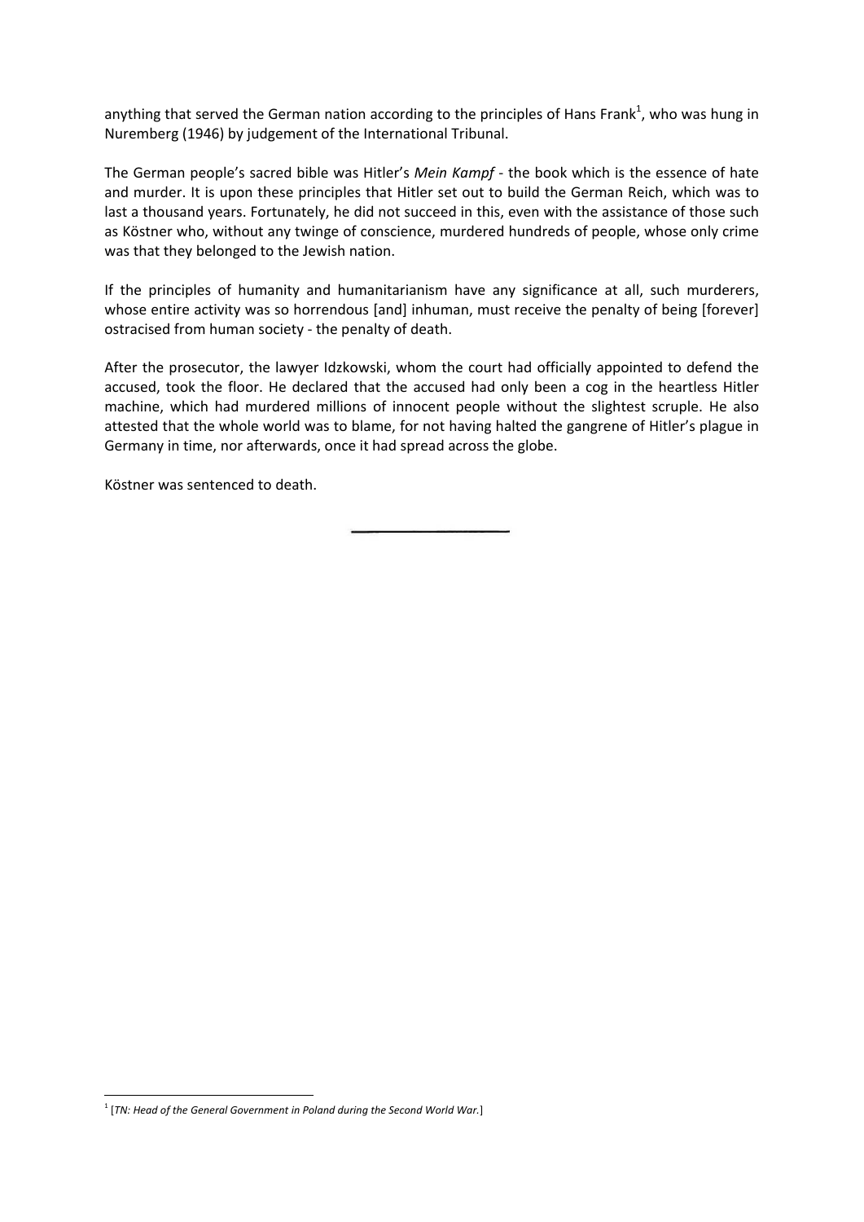anything that served the German nation according to the principles of Hans Frank[1], who was hung in Nuremberg (1946) by judgement of the International Tribunal.

The German people's sacred bible was Hitler's *Mein Kampf* - the book which is the essence of hate and murder. It is upon these principles that Hitler set out to build the German Reich, which was to last a thousand years. Fortunately, he did not succeed in this, even with the assistance of those such as Köstner who, without any twinge of conscience, murdered hundreds of people, whose only crime was that they belonged to the Jewish nation.

If the principles of humanity and humanitarianism have any significance at all, such murderers, whose entire activity was so horrendous [and] inhuman, must receive the penalty of being [forever] ostracised from human society - the penalty of death.

After the prosecutor, the lawyer Idzkowski, whom the court had officially appointed to defend the accused, took the floor. He declared that the accused had only been a cog in the heartless Hitler machine, which had murdered millions of innocent people without the slightest scruple. He also attested that the whole world was to blame, for not having halted the gangrene of Hitler's plague in Germany in time, nor afterwards, once it had spread across the globe.

Köstner was sentenced to death.

---

[1] [*TN: Head of the General Government in Poland during the Second World War.*]